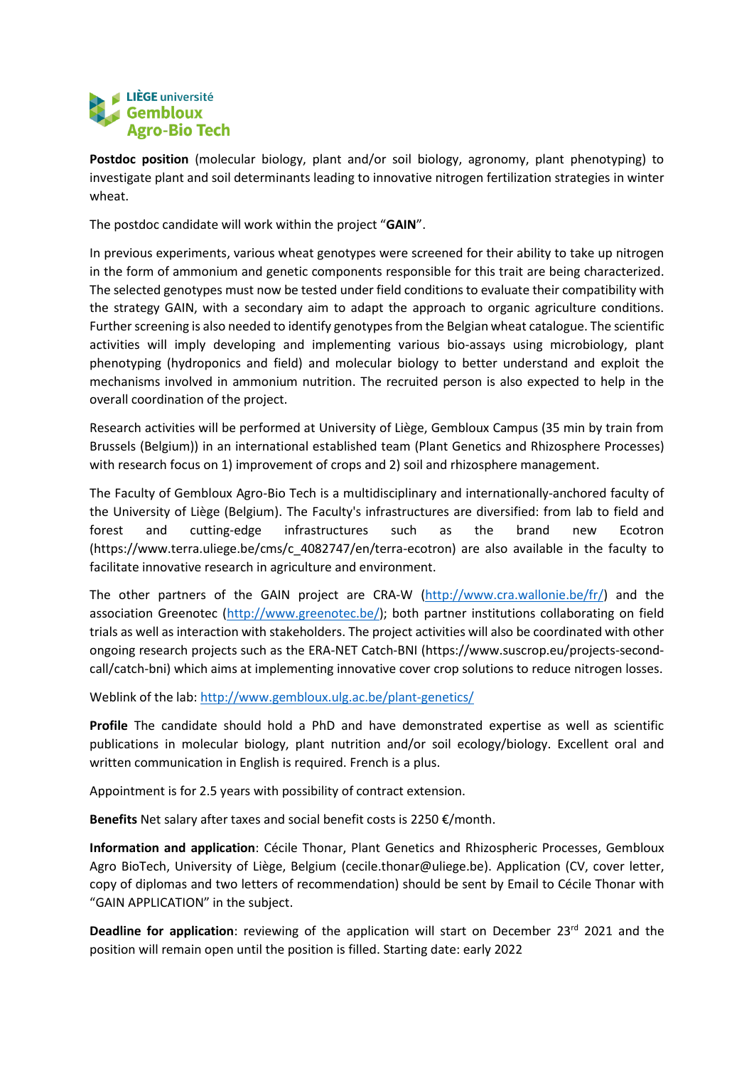**LIÈGE université**
**Gembloux**
**Agro-Bio Tech**

**Postdoc position** (molecular biology, plant and/or soil biology, agronomy, plant phenotyping) to investigate plant and soil determinants leading to innovative nitrogen fertilization strategies in winter wheat.

The postdoc candidate will work within the project "**GAIN**".

In previous experiments, various wheat genotypes were screened for their ability to take up nitrogen in the form of ammonium and genetic components responsible for this trait are being characterized. The selected genotypes must now be tested under field conditions to evaluate their compatibility with the strategy GAIN, with a secondary aim to adapt the approach to organic agriculture conditions. Further screening is also needed to identify genotypes from the Belgian wheat catalogue. The scientific activities will imply developing and implementing various bio-assays using microbiology, plant phenotyping (hydroponics and field) and molecular biology to better understand and exploit the mechanisms involved in ammonium nutrition. The recruited person is also expected to help in the overall coordination of the project.

Research activities will be performed at University of Liège, Gembloux Campus (35 min by train from Brussels (Belgium)) in an international established team (Plant Genetics and Rhizosphere Processes) with research focus on 1) improvement of crops and 2) soil and rhizosphere management.

The Faculty of Gembloux Agro-Bio Tech is a multidisciplinary and internationally-anchored faculty of the University of Liège (Belgium). The Faculty's infrastructures are diversified: from lab to field and forest and cutting-edge infrastructures such as the brand new Ecotron (https://www.terra.uliege.be/cms/c_4082747/en/terra-ecotron) are also available in the faculty to facilitate innovative research in agriculture and environment.

The other partners of the GAIN project are CRA-W (http://www.cra.wallonie.be/fr/) and the association Greenotec (http://www.greenotec.be/); both partner institutions collaborating on field trials as well as interaction with stakeholders. The project activities will also be coordinated with other ongoing research projects such as the ERA-NET Catch-BNI (https://www.suscrop.eu/projects-second-call/catch-bni) which aims at implementing innovative cover crop solutions to reduce nitrogen losses.

Weblink of the lab: http://www.gembloux.ulg.ac.be/plant-genetics/

**Profile** The candidate should hold a PhD and have demonstrated expertise as well as scientific publications in molecular biology, plant nutrition and/or soil ecology/biology. Excellent oral and written communication in English is required. French is a plus.

Appointment is for 2.5 years with possibility of contract extension.

**Benefits** Net salary after taxes and social benefit costs is 2250 €/month.

**Information and application**: Cécile Thonar, Plant Genetics and Rhizospheric Processes, Gembloux Agro BioTech, University of Liège, Belgium (cecile.thonar@uliege.be). Application (CV, cover letter, copy of diplomas and two letters of recommendation) should be sent by Email to Cécile Thonar with "GAIN APPLICATION" in the subject.

**Deadline for application**: reviewing of the application will start on December 23rd 2021 and the position will remain open until the position is filled. Starting date: early 2022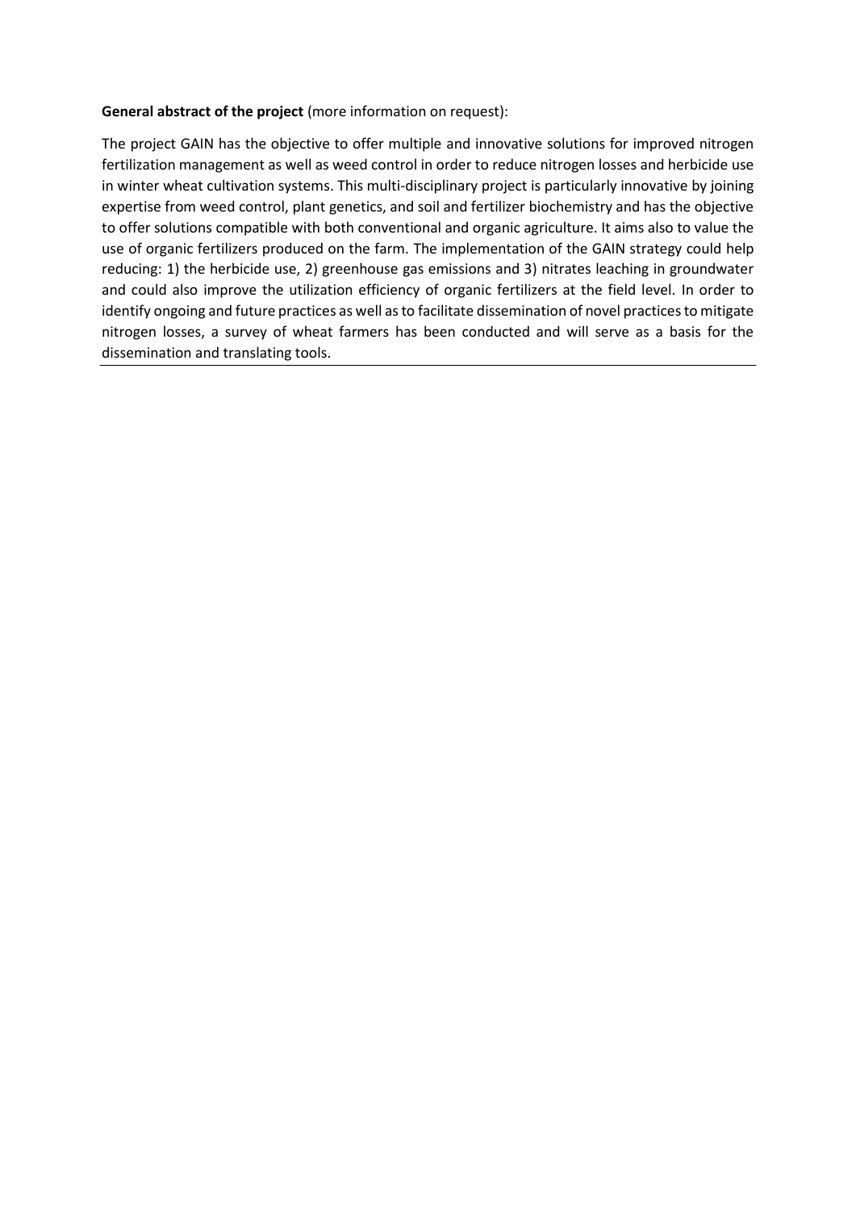**General abstract of the project** (more information on request):

The project GAIN has the objective to offer multiple and innovative solutions for improved nitrogen fertilization management as well as weed control in order to reduce nitrogen losses and herbicide use in winter wheat cultivation systems. This multi-disciplinary project is particularly innovative by joining expertise from weed control, plant genetics, and soil and fertilizer biochemistry and has the objective to offer solutions compatible with both conventional and organic agriculture. It aims also to value the use of organic fertilizers produced on the farm. The implementation of the GAIN strategy could help reducing: 1) the herbicide use, 2) greenhouse gas emissions and 3) nitrates leaching in groundwater and could also improve the utilization efficiency of organic fertilizers at the field level. In order to identify ongoing and future practices as well as to facilitate dissemination of novel practices to mitigate nitrogen losses, a survey of wheat farmers has been conducted and will serve as a basis for the dissemination and translating tools.